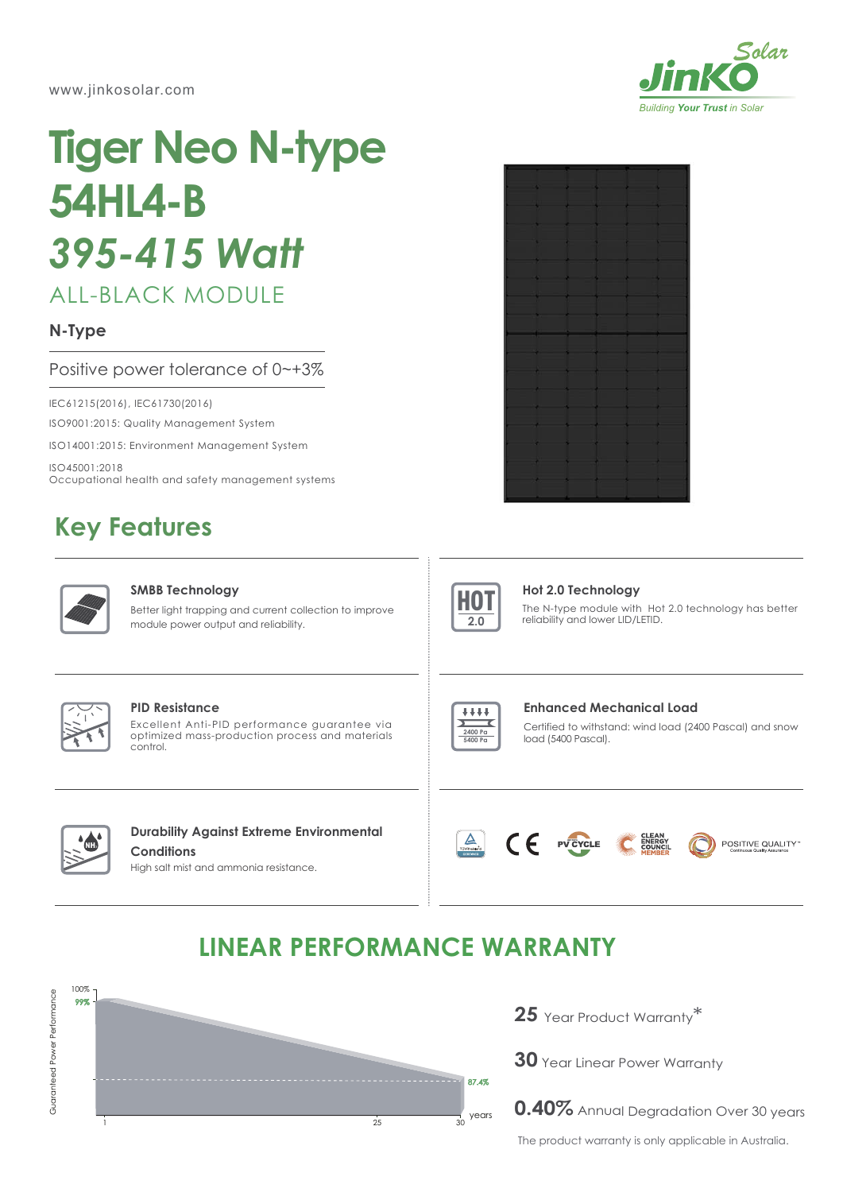www.jinkosolar.com

# Tiger Neo N-type 54HL4-B

## *395-415 Watt*

ALL-BLACK MODULE

**N-Type**

Positive power tolerance of 0~+3%

IEC61215(2016), IEC61730(2016)

ISO9001:2015: Quality Management System

ISO14001:2015: Environment Management System

ISO45001:2018
Occupational health and safety management systems

## Key Features

**SMBB Technology**
Better light trapping and current collection to improve module power output and reliability.

**Hot 2.0 Technology**
The N-type module with Hot 2.0 technology has better reliability and lower LID/LETID.

**PID Resistance**
Excellent Anti-PID performance guarantee via optimized mass-production process and materials control.

**Enhanced Mechanical Load**
Certified to withstand: wind load (2400 Pascal) and snow load (5400 Pascal).

**Durability Against Extreme Environmental Conditions**
High salt mist and ammonia resistance.

## LINEAR PERFORMANCE WARRANTY

Guaranteed Power Performance: 100%, 99% (year 1) → 87.4% (year 30)

**25** Year Product Warranty*

**30** Year Linear Power Warranty

**0.40%** Annual Degradation Over 30 years

The product warranty is only applicable in Australia.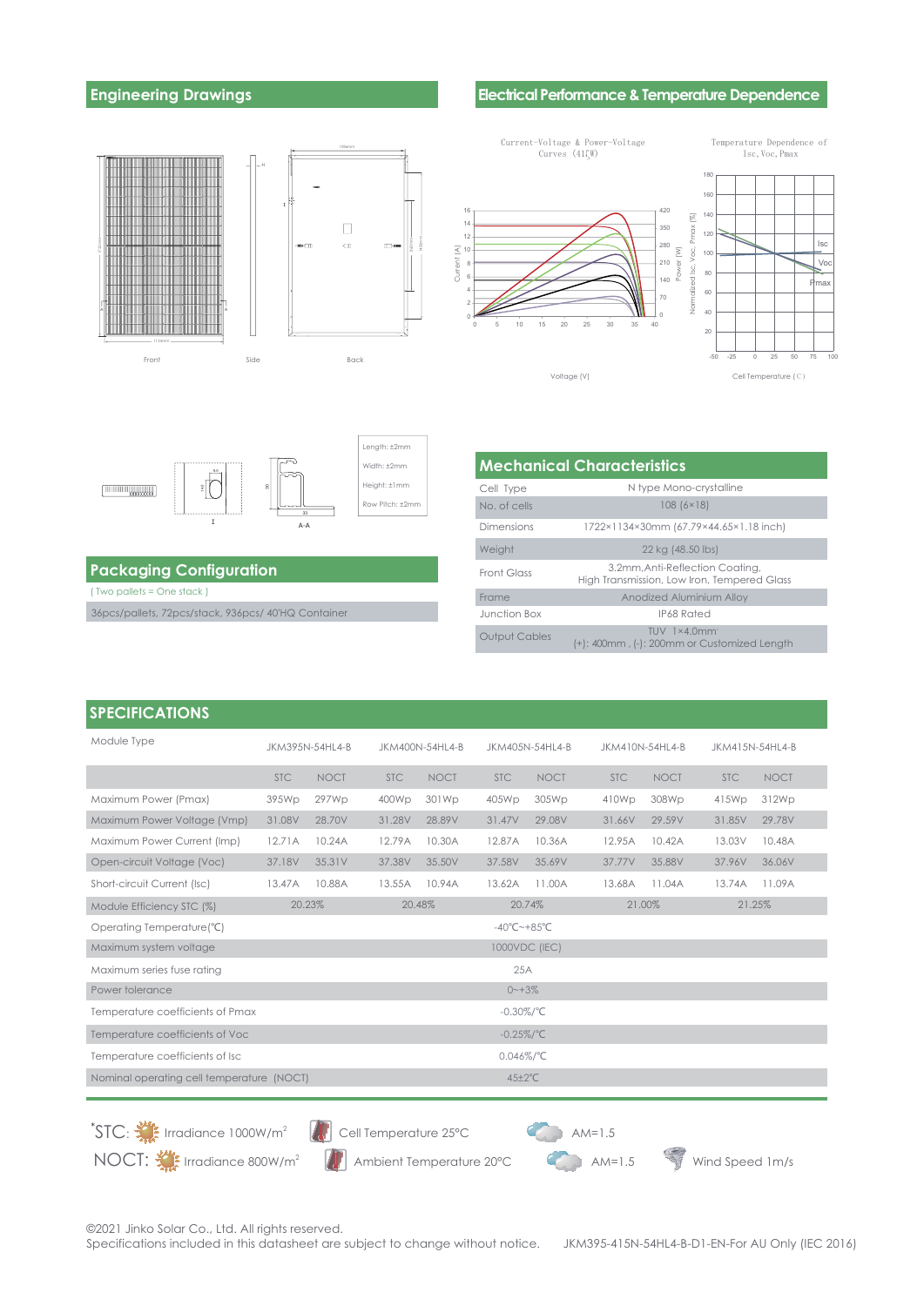## Engineering Drawings

1134mm

Front

Side

Back

I

A-A

Length: ±2mm

Width: ±2mm

Height: ±1mm

Row Pitch: ±2mm

## Electrical Performance & Temperature Dependence

Current-Voltage & Power-Voltage Curves (415W)

Current (A)

0
2
4
6
8
10
12
14
16

Power (W)

0
70
140
210
280
350
420

0 5 10 15 20 25 30 35 40

Voltage (V)

Temperature Dependence of Isc, Voc, Pmax

Normalized Isc, Voc, Pmax (%)

20
40
60
80
100
120
140
160
180

-50 -25 0 25 50 75 100

Isc

Voc

Pmax

Cell Temperature (℃)

## Packaging Configuration

( Two pallets = One stack )

36pcs/pallets, 72pcs/stack, 936pcs/ 40'HQ Container

## Mechanical Characteristics

| | |
|---|---|
| Cell Type | N type Mono-crystalline |
| No. of cells | 108 (6×18) |
| Dimensions | 1722×1134×30mm (67.79×44.65×1.18 inch) |
| Weight | 22 kg (48.50 lbs) |
| Front Glass | 3.2mm,Anti-Reflection Coating, High Transmission, Low Iron, Tempered Glass |
| Frame | Anodized Aluminium Alloy |
| Junction Box | IP68 Rated |
| Output Cables | TUV 1×4.0mm² (+): 400mm , (-): 200mm or Customized Length |

## SPECIFICATIONS

| Module Type | JKM395N-54HL4-B | | JKM400N-54HL4-B | | JKM405N-54HL4-B | | JKM410N-54HL4-B | | JKM415N-54HL4-B | |
|---|---|---|---|---|---|---|---|---|---|---|
| | STC | NOCT | STC | NOCT | STC | NOCT | STC | NOCT | STC | NOCT |
| Maximum Power (Pmax) | 395Wp | 297Wp | 400Wp | 301Wp | 405Wp | 305Wp | 410Wp | 308Wp | 415Wp | 312Wp |
| Maximum Power Voltage (Vmp) | 31.08V | 28.70V | 31.28V | 28.89V | 31.47V | 29.08V | 31.66V | 29.59V | 31.85V | 29.78V |
| Maximum Power Current (Imp) | 12.71A | 10.24A | 12.79A | 10.30A | 12.87A | 10.36A | 12.95A | 10.42A | 13.03V | 10.48A |
| Open-circuit Voltage (Voc) | 37.18V | 35.31V | 37.38V | 35.50V | 37.58V | 35.69V | 37.77V | 35.88V | 37.96V | 36.06V |
| Short-circuit Current (Isc) | 13.47A | 10.88A | 13.55A | 10.94A | 13.62A | 11.00A | 13.68A | 11.04A | 13.74A | 11.09A |
| Module Efficiency STC (%) | 20.23% | | 20.48% | | 20.74% | | 21.00% | | 21.25% | |
| Operating Temperature(℃) | -40℃~+85℃ | | | | | | | | | |
| Maximum system voltage | 1000VDC (IEC) | | | | | | | | | |
| Maximum series fuse rating | 25A | | | | | | | | | |
| Power tolerance | 0~+3% | | | | | | | | | |
| Temperature coefficients of Pmax | -0.30%/℃ | | | | | | | | | |
| Temperature coefficients of Voc | -0.25%/℃ | | | | | | | | | |
| Temperature coefficients of Isc | 0.046%/℃ | | | | | | | | | |
| Nominal operating cell temperature (NOCT) | 45±2℃ | | | | | | | | | |

*STC: Irradiance 1000W/m² Cell Temperature 25°C AM=1.5

NOCT: Irradiance 800W/m² Ambient Temperature 20°C AM=1.5 Wind Speed 1m/s

©2021 Jinko Solar Co., Ltd. All rights reserved.
Specifications included in this datasheet are subject to change without notice. JKM395-415N-54HL4-B-D1-EN-For AU Only (IEC 2016)